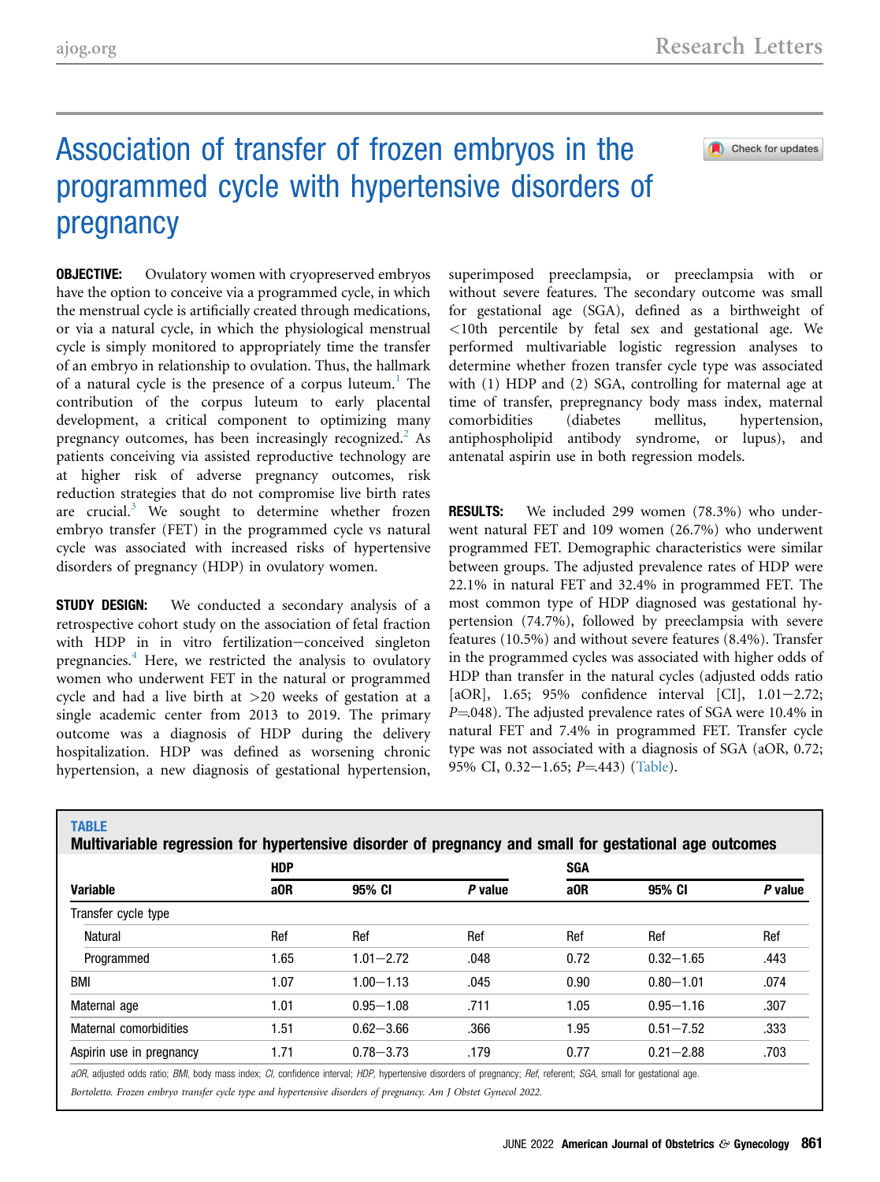# Association of transfer of frozen embryos in the programmed cycle with hypertensive disorders of pregnancy

**OBJECTIVE:** Ovulatory women with cryopreserved embryos have the option to conceive via a programmed cycle, in which the menstrual cycle is artificially created through medications, or via a natural cycle, in which the physiological menstrual cycle is simply monitored to appropriately time the transfer of an embryo in relationship to ovulation. Thus, the hallmark of a natural cycle is the presence of a corpus luteum.[1] The contribution of the corpus luteum to early placental development, a critical component to optimizing many pregnancy outcomes, has been increasingly recognized.[2] As patients conceiving via assisted reproductive technology are at higher risk of adverse pregnancy outcomes, risk reduction strategies that do not compromise live birth rates are crucial.[3] We sought to determine whether frozen embryo transfer (FET) in the programmed cycle vs natural cycle was associated with increased risks of hypertensive disorders of pregnancy (HDP) in ovulatory women.

**STUDY DESIGN:** We conducted a secondary analysis of a retrospective cohort study on the association of fetal fraction with HDP in in vitro fertilization−conceived singleton pregnancies.[4] Here, we restricted the analysis to ovulatory women who underwent FET in the natural or programmed cycle and had a live birth at >20 weeks of gestation at a single academic center from 2013 to 2019. The primary outcome was a diagnosis of HDP during the delivery hospitalization. HDP was defined as worsening chronic hypertension, a new diagnosis of gestational hypertension, superimposed preeclampsia, or preeclampsia with or without severe features. The secondary outcome was small for gestational age (SGA), defined as a birthweight of <10th percentile by fetal sex and gestational age. We performed multivariable logistic regression analyses to determine whether frozen transfer cycle type was associated with (1) HDP and (2) SGA, controlling for maternal age at time of transfer, prepregnancy body mass index, maternal comorbidities (diabetes mellitus, hypertension, antiphospholipid antibody syndrome, or lupus), and antenatal aspirin use in both regression models.

**RESULTS:** We included 299 women (78.3%) who underwent natural FET and 109 women (26.7%) who underwent programmed FET. Demographic characteristics were similar between groups. The adjusted prevalence rates of HDP were 22.1% in natural FET and 32.4% in programmed FET. The most common type of HDP diagnosed was gestational hypertension (74.7%), followed by preeclampsia with severe features (10.5%) and without severe features (8.4%). Transfer in the programmed cycles was associated with higher odds of HDP than transfer in the natural cycles (adjusted odds ratio [aOR], 1.65; 95% confidence interval [CI], 1.01−2.72; *P*=.048). The adjusted prevalence rates of SGA were 10.4% in natural FET and 7.4% in programmed FET. Transfer cycle type was not associated with a diagnosis of SGA (aOR, 0.72; 95% CI, 0.32−1.65; *P*=.443) (Table).

**TABLE**
**Multivariable regression for hypertensive disorder of pregnancy and small for gestational age outcomes**

| | HDP | | | SGA | | |
|---|---|---|---|---|---|---|
| Variable | aOR | 95% CI | *P* value | aOR | 95% CI | *P* value |
| Transfer cycle type | | | | | | |
| Natural | Ref | Ref | Ref | Ref | Ref | Ref |
| Programmed | 1.65 | 1.01−2.72 | .048 | 0.72 | 0.32−1.65 | .443 |
| BMI | 1.07 | 1.00−1.13 | .045 | 0.90 | 0.80−1.01 | .074 |
| Maternal age | 1.01 | 0.95−1.08 | .711 | 1.05 | 0.95−1.16 | .307 |
| Maternal comorbidities | 1.51 | 0.62−3.66 | .366 | 1.95 | 0.51−7.52 | .333 |
| Aspirin use in pregnancy | 1.71 | 0.78−3.73 | .179 | 0.77 | 0.21−2.88 | .703 |

*aOR*, adjusted odds ratio; *BMI*, body mass index; *CI*, confidence interval; *HDP*, hypertensive disorders of pregnancy; *Ref*, referent; *SGA*, small for gestational age.

*Bortoletto. Frozen embryo transfer cycle type and hypertensive disorders of pregnancy. Am J Obstet Gynecol 2022.*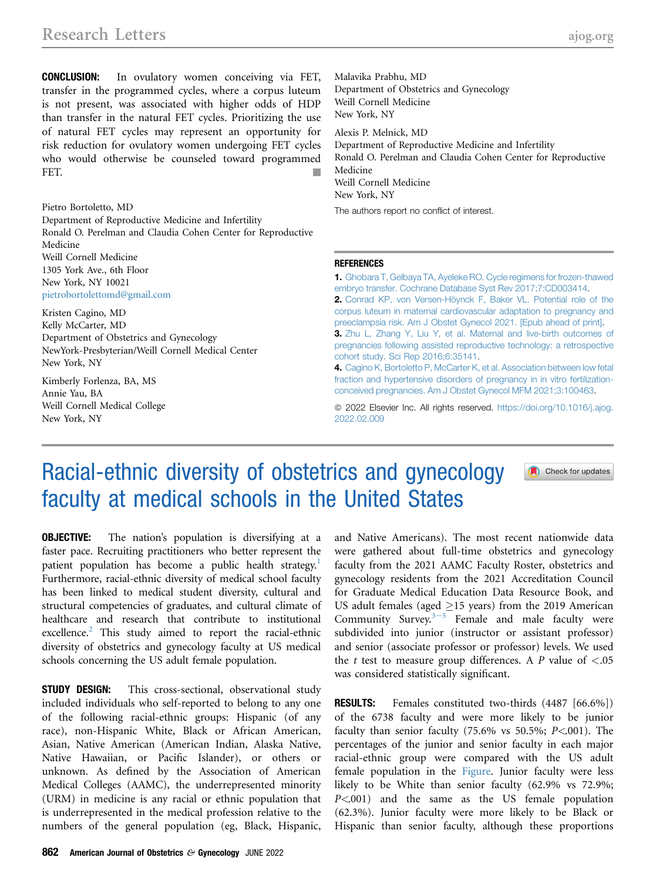**CONCLUSION:** In ovulatory women conceiving via FET, transfer in the programmed cycles, where a corpus luteum is not present, was associated with higher odds of HDP than transfer in the natural FET cycles. Prioritizing the use of natural FET cycles may represent an opportunity for risk reduction for ovulatory women undergoing FET cycles who would otherwise be counseled toward programmed FET. ■

Pietro Bortoletto, MD
Department of Reproductive Medicine and Infertility
Ronald O. Perelman and Claudia Cohen Center for Reproductive Medicine
Weill Cornell Medicine
1305 York Ave., 6th Floor
New York, NY 10021
pietrobortolettomd@gmail.com

Kristen Cagino, MD
Kelly McCarter, MD
Department of Obstetrics and Gynecology
NewYork-Presbyterian/Weill Cornell Medical Center
New York, NY

Kimberly Forlenza, BA, MS
Annie Yau, BA
Weill Cornell Medical College
New York, NY

Malavika Prabhu, MD
Department of Obstetrics and Gynecology
Weill Cornell Medicine
New York, NY

Alexis P. Melnick, MD
Department of Reproductive Medicine and Infertility
Ronald O. Perelman and Claudia Cohen Center for Reproductive Medicine
Weill Cornell Medicine
New York, NY

The authors report no conflict of interest.

## REFERENCES

1. Ghobara T, Gelbaya TA, Ayeleke RO. Cycle regimens for frozen-thawed embryo transfer. Cochrane Database Syst Rev 2017;7:CD003414.
2. Conrad KP, von Versen-Höynck F, Baker VL. Potential role of the corpus luteum in maternal cardiovascular adaptation to pregnancy and preeclampsia risk. Am J Obstet Gynecol 2021. [Epub ahead of print].
3. Zhu L, Zhang Y, Liu Y, et al. Maternal and live-birth outcomes of pregnancies following assisted reproductive technology: a retrospective cohort study. Sci Rep 2016;6:35141.
4. Cagino K, Bortoletto P, McCarter K, et al. Association between low fetal fraction and hypertensive disorders of pregnancy in in vitro fertilization-conceived pregnancies. Am J Obstet Gynecol MFM 2021;3:100463.

© 2022 Elsevier Inc. All rights reserved. https://doi.org/10.1016/j.ajog.2022.02.009

# Racial-ethnic diversity of obstetrics and gynecology faculty at medical schools in the United States

**OBJECTIVE:** The nation's population is diversifying at a faster pace. Recruiting practitioners who better represent the patient population has become a public health strategy.[1] Furthermore, racial-ethnic diversity of medical school faculty has been linked to medical student diversity, cultural and structural competencies of graduates, and cultural climate of healthcare and research that contribute to institutional excellence.[2] This study aimed to report the racial-ethnic diversity of obstetrics and gynecology faculty at US medical schools concerning the US adult female population.

**STUDY DESIGN:** This cross-sectional, observational study included individuals who self-reported to belong to any one of the following racial-ethnic groups: Hispanic (of any race), non-Hispanic White, Black or African American, Asian, Native American (American Indian, Alaska Native, Native Hawaiian, or Pacific Islander), or others or unknown. As defined by the Association of American Medical Colleges (AAMC), the underrepresented minority (URM) in medicine is any racial or ethnic population that is underrepresented in the medical profession relative to the numbers of the general population (eg, Black, Hispanic, and Native Americans). The most recent nationwide data were gathered about full-time obstetrics and gynecology faculty from the 2021 AAMC Faculty Roster, obstetrics and gynecology residents from the 2021 Accreditation Council for Graduate Medical Education Data Resource Book, and US adult females (aged ≥15 years) from the 2019 American Community Survey.[3–5] Female and male faculty were subdivided into junior (instructor or assistant professor) and senior (associate professor or professor) levels. We used the *t* test to measure group differences. A *P* value of <.05 was considered statistically significant.

**RESULTS:** Females constituted two-thirds (4487 [66.6%]) of the 6738 faculty and were more likely to be junior faculty than senior faculty (75.6% vs 50.5%; *P*<.001). The percentages of the junior and senior faculty in each major racial-ethnic group were compared with the US adult female population in the Figure. Junior faculty were less likely to be White than senior faculty (62.9% vs 72.9%; *P*<.001) and the same as the US female population (62.3%). Junior faculty were more likely to be Black or Hispanic than senior faculty, although these proportions